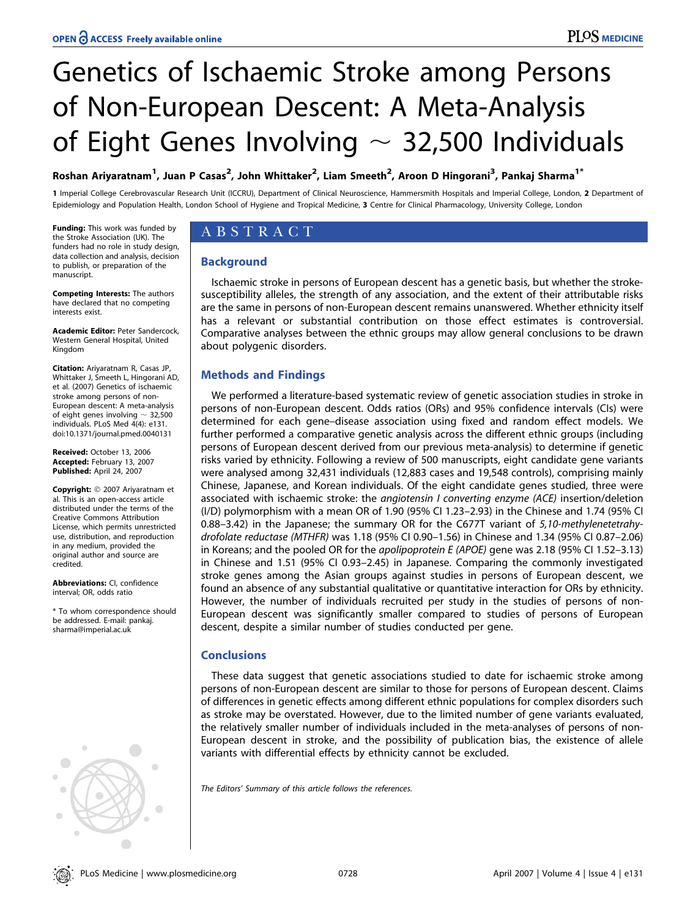# Genetics of Ischaemic Stroke among Persons of Non-European Descent: A Meta-Analysis of Eight Genes Involving ~ 32,500 Individuals

**Roshan Ariyaratnam[1], Juan P Casas[2], John Whittaker[2], Liam Smeeth[2], Aroon D Hingorani[3], Pankaj Sharma[1*]**

1 Imperial College Cerebrovascular Research Unit (ICCRU), Department of Clinical Neuroscience, Hammersmith Hospitals and Imperial College, London, 2 Department of Epidemiology and Population Health, London School of Hygiene and Tropical Medicine, 3 Centre for Clinical Pharmacology, University College, London

**Funding:** This work was funded by the Stroke Association (UK). The funders had no role in study design, data collection and analysis, decision to publish, or preparation of the manuscript.

**Competing Interests:** The authors have declared that no competing interests exist.

**Academic Editor:** Peter Sandercock, Western General Hospital, United Kingdom

**Citation:** Ariyaratnam R, Casas JP, Whittaker J, Smeeth L, Hingorani AD, et al. (2007) Genetics of ischaemic stroke among persons of non-European descent: A meta-analysis of eight genes involving ~ 32,500 individuals. PLoS Med 4(4): e131. doi:10.1371/journal.pmed.0040131

**Received:** October 13, 2006 **Accepted:** February 13, 2007 **Published:** April 24, 2007

**Copyright:** © 2007 Ariyaratnam et al. This is an open-access article distributed under the terms of the Creative Commons Attribution License, which permits unrestricted use, distribution, and reproduction in any medium, provided the original author and source are credited.

**Abbreviations:** CI, confidence interval; OR, odds ratio

\* To whom correspondence should be addressed. E-mail: pankaj.sharma@imperial.ac.uk

## ABSTRACT

### Background

Ischaemic stroke in persons of European descent has a genetic basis, but whether the stroke-susceptibility alleles, the strength of any association, and the extent of their attributable risks are the same in persons of non-European descent remains unanswered. Whether ethnicity itself has a relevant or substantial contribution on those effect estimates is controversial. Comparative analyses between the ethnic groups may allow general conclusions to be drawn about polygenic disorders.

### Methods and Findings

We performed a literature-based systematic review of genetic association studies in stroke in persons of non-European descent. Odds ratios (ORs) and 95% confidence intervals (CIs) were determined for each gene–disease association using fixed and random effect models. We further performed a comparative genetic analysis across the different ethnic groups (including persons of European descent derived from our previous meta-analysis) to determine if genetic risks varied by ethnicity. Following a review of 500 manuscripts, eight candidate gene variants were analysed among 32,431 individuals (12,883 cases and 19,548 controls), comprising mainly Chinese, Japanese, and Korean individuals. Of the eight candidate genes studied, three were associated with ischaemic stroke: the *angiotensin I converting enzyme (ACE)* insertion/deletion (I/D) polymorphism with a mean OR of 1.90 (95% CI 1.23–2.93) in the Chinese and 1.74 (95% CI 0.88–3.42) in the Japanese; the summary OR for the C677T variant of *5,10-methylenetetrahydrofolate reductase (MTHFR)* was 1.18 (95% CI 0.90–1.56) in Chinese and 1.34 (95% CI 0.87–2.06) in Koreans; and the pooled OR for the *apolipoprotein E (APOE)* gene was 2.18 (95% CI 1.52–3.13) in Chinese and 1.51 (95% CI 0.93–2.45) in Japanese. Comparing the commonly investigated stroke genes among the Asian groups against studies in persons of European descent, we found an absence of any substantial qualitative or quantitative interaction for ORs by ethnicity. However, the number of individuals recruited per study in the studies of persons of non-European descent was significantly smaller compared to studies of persons of European descent, despite a similar number of studies conducted per gene.

### Conclusions

These data suggest that genetic associations studied to date for ischaemic stroke among persons of non-European descent are similar to those for persons of European descent. Claims of differences in genetic effects among different ethnic populations for complex disorders such as stroke may be overstated. However, due to the limited number of gene variants evaluated, the relatively smaller number of individuals included in the meta-analyses of persons of non-European descent in stroke, and the possibility of publication bias, the existence of allele variants with differential effects by ethnicity cannot be excluded.

*The Editors' Summary of this article follows the references.*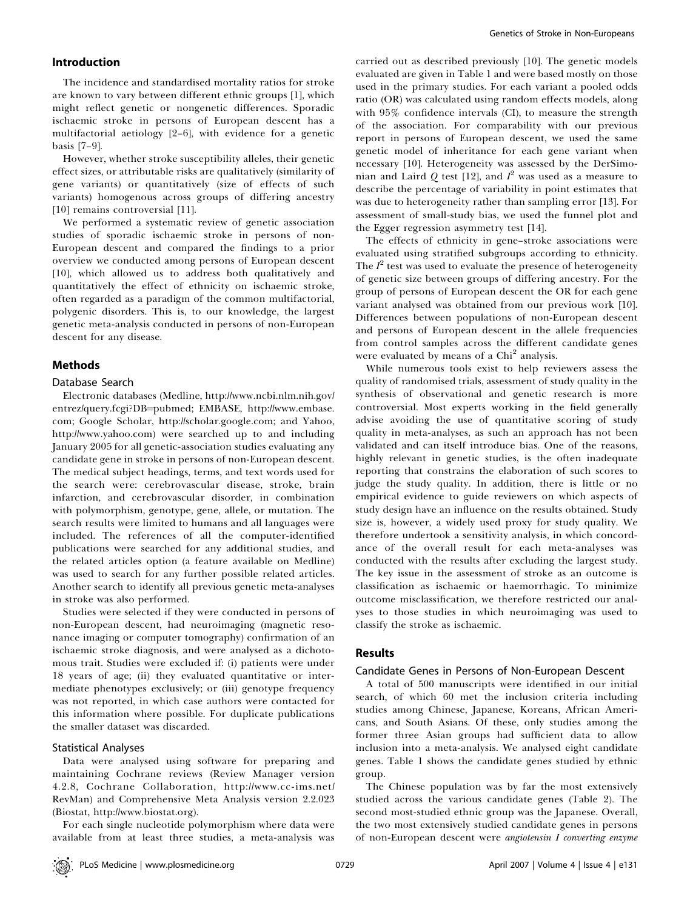## Introduction

The incidence and standardised mortality ratios for stroke are known to vary between different ethnic groups [1], which might reflect genetic or nongenetic differences. Sporadic ischaemic stroke in persons of European descent has a multifactorial aetiology [2–6], with evidence for a genetic basis [7–9].

However, whether stroke susceptibility alleles, their genetic effect sizes, or attributable risks are qualitatively (similarity of gene variants) or quantitatively (size of effects of such variants) homogenous across groups of differing ancestry [10] remains controversial [11].

We performed a systematic review of genetic association studies of sporadic ischaemic stroke in persons of non-European descent and compared the findings to a prior overview we conducted among persons of European descent [10], which allowed us to address both qualitatively and quantitatively the effect of ethnicity on ischaemic stroke, often regarded as a paradigm of the common multifactorial, polygenic disorders. This is, to our knowledge, the largest genetic meta-analysis conducted in persons of non-European descent for any disease.

## Methods

### Database Search

Electronic databases (Medline, http://www.ncbi.nlm.nih.gov/entrez/query.fcgi?DB=pubmed; EMBASE, http://www.embase.com; Google Scholar, http://scholar.google.com; and Yahoo, http://www.yahoo.com) were searched up to and including January 2005 for all genetic-association studies evaluating any candidate gene in stroke in persons of non-European descent. The medical subject headings, terms, and text words used for the search were: cerebrovascular disease, stroke, brain infarction, and cerebrovascular disorder, in combination with polymorphism, genotype, gene, allele, or mutation. The search results were limited to humans and all languages were included. The references of all the computer-identified publications were searched for any additional studies, and the related articles option (a feature available on Medline) was used to search for any further possible related articles. Another search to identify all previous genetic meta-analyses in stroke was also performed.

Studies were selected if they were conducted in persons of non-European descent, had neuroimaging (magnetic resonance imaging or computer tomography) confirmation of an ischaemic stroke diagnosis, and were analysed as a dichotomous trait. Studies were excluded if: (i) patients were under 18 years of age; (ii) they evaluated quantitative or intermediate phenotypes exclusively; or (iii) genotype frequency was not reported, in which case authors were contacted for this information where possible. For duplicate publications the smaller dataset was discarded.

### Statistical Analyses

Data were analysed using software for preparing and maintaining Cochrane reviews (Review Manager version 4.2.8, Cochrane Collaboration, http://www.cc-ims.net/RevMan) and Comprehensive Meta Analysis version 2.2.023 (Biostat, http://www.biostat.org).

For each single nucleotide polymorphism where data were available from at least three studies, a meta-analysis was carried out as described previously [10]. The genetic models evaluated are given in Table 1 and were based mostly on those used in the primary studies. For each variant a pooled odds ratio (OR) was calculated using random effects models, along with 95% confidence intervals (CI), to measure the strength of the association. For comparability with our previous report in persons of European descent, we used the same genetic model of inheritance for each gene variant when necessary [10]. Heterogeneity was assessed by the DerSimonian and Laird $Q$ test [12], and $I^2$ was used as a measure to describe the percentage of variability in point estimates that was due to heterogeneity rather than sampling error [13]. For assessment of small-study bias, we used the funnel plot and the Egger regression asymmetry test [14].

The effects of ethnicity in gene–stroke associations were evaluated using stratified subgroups according to ethnicity. The $I^2$ test was used to evaluate the presence of heterogeneity of genetic size between groups of differing ancestry. For the group of persons of European descent the OR for each gene variant analysed was obtained from our previous work [10]. Differences between populations of non-European descent and persons of European descent in the allele frequencies from control samples across the different candidate genes were evaluated by means of a $\text{Chi}^2$ analysis.

While numerous tools exist to help reviewers assess the quality of randomised trials, assessment of study quality in the synthesis of observational and genetic research is more controversial. Most experts working in the field generally advise avoiding the use of quantitative scoring of study quality in meta-analyses, as such an approach has not been validated and can itself introduce bias. One of the reasons, highly relevant in genetic studies, is the often inadequate reporting that constrains the elaboration of such scores to judge the study quality. In addition, there is little or no empirical evidence to guide reviewers on which aspects of study design have an influence on the results obtained. Study size is, however, a widely used proxy for study quality. We therefore undertook a sensitivity analysis, in which concordance of the overall result for each meta-analyses was conducted with the results after excluding the largest study. The key issue in the assessment of stroke as an outcome is classification as ischaemic or haemorrhagic. To minimize outcome misclassification, we therefore restricted our analyses to those studies in which neuroimaging was used to classify the stroke as ischaemic.

## Results

### Candidate Genes in Persons of Non-European Descent

A total of 500 manuscripts were identified in our initial search, of which 60 met the inclusion criteria including studies among Chinese, Japanese, Koreans, African Americans, and South Asians. Of these, only studies among the former three Asian groups had sufficient data to allow inclusion into a meta-analysis. We analysed eight candidate genes. Table 1 shows the candidate genes studied by ethnic group.

The Chinese population was by far the most extensively studied across the various candidate genes (Table 2). The second most-studied ethnic group was the Japanese. Overall, the two most extensively studied candidate genes in persons of non-European descent were *angiotensin I converting enzyme*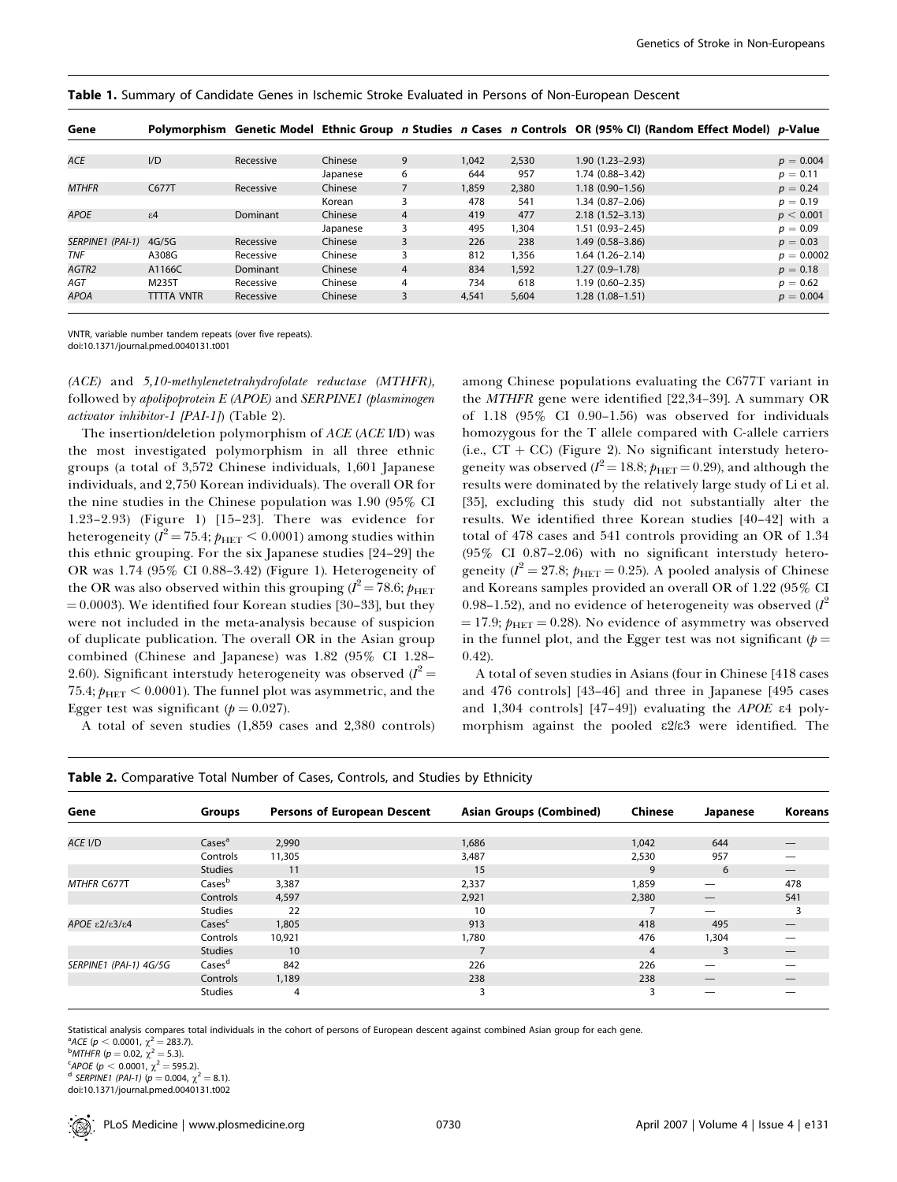**Table 1.** Summary of Candidate Genes in Ischemic Stroke Evaluated in Persons of Non-European Descent

| Gene | Polymorphism | Genetic Model | Ethnic Group | n Studies | n Cases | n Controls | OR (95% CI) (Random Effect Model) | p-Value |
|---|---|---|---|---|---|---|---|---|
| ACE | I/D | Recessive | Chinese | 9 | 1,042 | 2,530 | 1.90 (1.23–2.93) | $p = 0.004$ |
| | | | Japanese | 6 | 644 | 957 | 1.74 (0.88–3.42) | $p = 0.11$ |
| MTHFR | C677T | Recessive | Chinese | 7 | 1,859 | 2,380 | 1.18 (0.90–1.56) | $p = 0.24$ |
| | | | Korean | 3 | 478 | 541 | 1.34 (0.87–2.06) | $p = 0.19$ |
| APOE | ε4 | Dominant | Chinese | 4 | 419 | 477 | 2.18 (1.52–3.13) | $p < 0.001$ |
| | | | Japanese | 3 | 495 | 1,304 | 1.51 (0.93–2.45) | $p = 0.09$ |
| SERPINE1 (PAI-1) | 4G/5G | Recessive | Chinese | 3 | 226 | 238 | 1.49 (0.58–3.86) | $p = 0.03$ |
| TNF | A308G | Recessive | Chinese | 3 | 812 | 1,356 | 1.64 (1.26–2.14) | $p = 0.0002$ |
| AGTR2 | A1166C | Dominant | Chinese | 4 | 834 | 1,592 | 1.27 (0.9–1.78) | $p = 0.18$ |
| AGT | M235T | Recessive | Chinese | 4 | 734 | 618 | 1.19 (0.60–2.35) | $p = 0.62$ |
| APOA | TTTTA VNTR | Recessive | Chinese | 3 | 4,541 | 5,604 | 1.28 (1.08–1.51) | $p = 0.004$ |

VNTR, variable number tandem repeats (over five repeats).
doi:10.1371/journal.pmed.0040131.t001

*(ACE)* and *5,10-methylenetetrahydrofolate reductase (MTHFR),* followed by *apolipoprotein E (APOE)* and *SERPINE1 (plasminogen activator inhibitor-1 [PAI-1])* (Table 2).

The insertion/deletion polymorphism of *ACE* (*ACE* I/D) was the most investigated polymorphism in all three ethnic groups (a total of 3,572 Chinese individuals, 1,601 Japanese individuals, and 2,750 Korean individuals). The overall OR for the nine studies in the Chinese population was 1.90 (95% CI 1.23–2.93) (Figure 1) [15–23]. There was evidence for heterogeneity ($I^2 = 75.4$; $p_{\text{HET}} < 0.0001$) among studies within this ethnic grouping. For the six Japanese studies [24–29] the OR was 1.74 (95% CI 0.88–3.42) (Figure 1). Heterogeneity of the OR was also observed within this grouping ($I^2 = 78.6$; $p_{\text{HET}} = 0.0003$). We identified four Korean studies [30–33], but they were not included in the meta-analysis because of suspicion of duplicate publication. The overall OR in the Asian group combined (Chinese and Japanese) was 1.82 (95% CI 1.28–2.60). Significant interstudy heterogeneity was observed ($I^2 = 75.4$; $p_{\text{HET}} < 0.0001$). The funnel plot was asymmetric, and the Egger test was significant ($p = 0.027$).

A total of seven studies (1,859 cases and 2,380 controls) among Chinese populations evaluating the C677T variant in the *MTHFR* gene were identified [22,34–39]. A summary OR of 1.18 (95% CI 0.90–1.56) was observed for individuals homozygous for the T allele compared with C-allele carriers (i.e., CT + CC) (Figure 2). No significant interstudy heterogeneity was observed ($I^2 = 18.8$; $p_{\text{HET}} = 0.29$), and although the results were dominated by the relatively large study of Li et al. [35], excluding this study did not substantially alter the results. We identified three Korean studies [40–42] with a total of 478 cases and 541 controls providing an OR of 1.34 (95% CI 0.87–2.06) with no significant interstudy heterogeneity ($I^2 = 27.8$; $p_{\text{HET}} = 0.25$). A pooled analysis of Chinese and Koreans samples provided an overall OR of 1.22 (95% CI 0.98–1.52), and no evidence of heterogeneity was observed ($I^2 = 17.9$; $p_{\text{HET}} = 0.28$). No evidence of asymmetry was observed in the funnel plot, and the Egger test was not significant ($p = 0.42$).

A total of seven studies in Asians (four in Chinese [418 cases and 476 controls] [43–46] and three in Japanese [495 cases and 1,304 controls] [47–49]) evaluating the *APOE* ε4 polymorphism against the pooled ε2/ε3 were identified. The

**Table 2.** Comparative Total Number of Cases, Controls, and Studies by Ethnicity

| Gene | Groups | Persons of European Descent | Asian Groups (Combined) | Chinese | Japanese | Koreans |
|---|---|---|---|---|---|---|
| ACE I/D | Cases[a] | 2,990 | 1,686 | 1,042 | 644 | — |
| | Controls | 11,305 | 3,487 | 2,530 | 957 | — |
| | Studies | 11 | 15 | 9 | 6 | — |
| MTHFR C677T | Cases[b] | 3,387 | 2,337 | 1,859 | — | 478 |
| | Controls | 4,597 | 2,921 | 2,380 | — | 541 |
| | Studies | 22 | 10 | 7 | — | 3 |
| APOE ε2/ε3/ε4 | Cases[c] | 1,805 | 913 | 418 | 495 | — |
| | Controls | 10,921 | 1,780 | 476 | 1,304 | — |
| | Studies | 10 | 7 | 4 | 3 | — |
| SERPINE1 (PAI-1) 4G/5G | Cases[d] | 842 | 226 | 226 | — | — |
| | Controls | 1,189 | 238 | 238 | — | — |
| | Studies | 4 | 3 | 3 | — | — |

Statistical analysis compares total individuals in the cohort of persons of European descent against combined Asian group for each gene.
[a]ACE ($p < 0.0001$, $\chi^2 = 283.7$).
[b]MTHFR ($p = 0.02$, $\chi^2 = 5.3$).
[c]APOE ($p < 0.0001$, $\chi^2 = 595.2$).
[d] SERPINE1 (PAI-1) ($p = 0.004$, $\chi^2 = 8.1$).
doi:10.1371/journal.pmed.0040131.t002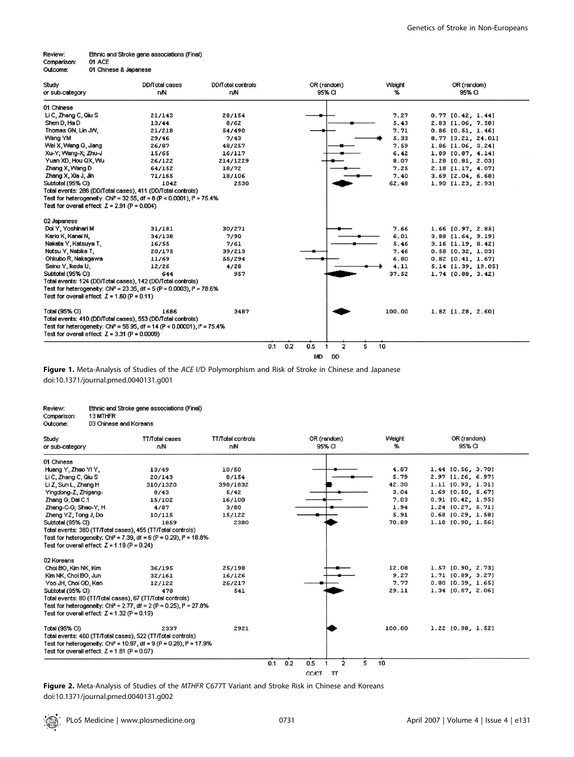Review: Ethnic and Stroke gene associations (Final)
Comparison: 01 ACE
Outcome: 01 Chinese & Japanese

| Study or sub-category | DD/Total cases n/N | DD/Total controls n/N | Weight % | OR (random) 95% CI |
|---|---|---|---|---|
| **01 Chinese** | | | | |
| Li C, Zhang C, Qiu S | 21/143 | 28/154 | 7.27 | 0.77 [0.42, 1.44] |
| Shen D, Ha D | 13/44 | 8/62 | 5.43 | 2.83 [1.06, 7.58] |
| Thomas GN, Lin JW, | 21/218 | 54/490 | 7.71 | 0.86 [0.51, 1.46] |
| Wang YM | 29/46 | 7/43 | 5.33 | 8.77 [3.21, 24.01] |
| Wei X, Wang G, Jiang | 26/87 | 48/257 | 7.59 | 1.86 [1.06, 3.24] |
| Xu-Y, Wang-X, Zhu-J | 15/65 | 16/117 | 6.42 | 1.89 [0.87, 4.14] |
| Yuan XD, Hou QX, Wu | 26/122 | 214/1229 | 8.07 | 1.28 [0.81, 2.03] |
| Zhang X, Wang D | 64/152 | 18/72 | 7.25 | 2.18 [1.17, 4.07] |
| Zhang X, Xia J, Jin | 71/165 | 18/106 | 7.40 | 3.69 [2.04, 6.68] |
| Subtotal (95% CI) | 1042 | 2530 | 62.48 | 1.90 [1.23, 2.93] |
| Total events: 286 (DD/Total cases), 411 (DD/Total controls) | | | | |
| Test for heterogeneity: Chi² = 32.55, df = 8 (P < 0.0001), I² = 75.4% | | | | |
| Test for overall effect: Z = 2.91 (P = 0.004) | | | | |
| **02 Japanese** | | | | |
| Doi Y, Yoshinari M | 31/181 | 30/271 | 7.66 | 1.66 [0.97, 2.85] |
| Kario K, Kanai N, | 34/138 | 7/90 | 6.01 | 3.88 [1.64, 9.19] |
| Nakata Y, Katsuya T, | 16/55 | 7/61 | 5.46 | 3.16 [1.19, 8.42] |
| Notsu Y, Nabika T, | 20/175 | 39/213 | 7.46 | 0.58 [0.32, 1.03] |
| Ohkubo R, Nakagawa | 11/69 | 55/294 | 6.80 | 0.82 [0.41, 1.67] |
| Seino Y, Ikeda U, | 12/26 | 4/28 | 4.11 | 5.14 [1.39, 19.05] |
| Subtotal (95% CI) | 644 | 957 | 37.52 | 1.74 [0.88, 3.42] |
| Total events: 124 (DD/Total cases), 142 (DD/Total controls) | | | | |
| Test for heterogeneity: Chi² = 23.35, df = 5 (P = 0.0003), I² = 78.6% | | | | |
| Test for overall effect: Z = 1.60 (P = 0.11) | | | | |
| **Total (95% CI)** | 1686 | 3487 | 100.00 | 1.82 [1.28, 2.60] |
| Total events: 410 (DD/Total cases), 553 (DD/Total controls) | | | | |
| Test for heterogeneity: Chi² = 56.95, df = 14 (P < 0.00001), I² = 75.4% | | | | |
| Test for overall effect: Z = 3.31 (P = 0.0009) | | | | |

Axis: 0.1 0.2 0.5 1 2 5 10 — II/ID DD

**Figure 1.** Meta-Analysis of Studies of the *ACE* I/D Polymorphism and Risk of Stroke in Chinese and Japanese
doi:10.1371/journal.pmed.0040131.g001

Review: Ethnic and Stroke gene associations (Final)
Comparison: 13 MTHFR
Outcome: 03 Chinese and Koreans

| Study or sub-category | TT/Total cases n/N | TT/Total controls n/N | Weight % | OR (random) 95% CI |
|---|---|---|---|---|
| **01 Chinese** | | | | |
| Huang Y, Zhao YI Y, | 13/49 | 10/50 | 4.87 | 1.44 [0.56, 3.70] |
| Li C, Zhang C, Qiu S | 20/143 | 8/154 | 5.79 | 2.97 [1.26, 6.97] |
| Li Z, Sun L, Zhang H | 310/1320 | 398/1832 | 42.30 | 1.11 [0.93, 1.31] |
| Yingdong-Z, Zhigang- | 8/43 | 5/42 | 3.04 | 1.69 [0.50, 5.67] |
| Zhang G, Dai C.1 | 15/102 | 16/100 | 7.03 | 0.91 [0.42, 1.95] |
| Zhang-C-G, Shao-Y, H | 4/87 | 3/80 | 1.94 | 1.24 [0.27, 5.71] |
| Zheng YZ, Tong J, Do | 10/115 | 15/122 | 5.91 | 0.68 [0.29, 1.58] |
| Subtotal (95% CI) | 1859 | 2380 | 70.89 | 1.18 [0.90, 1.56] |
| Total events: 380 (TT/Total cases), 455 (TT/Total controls) | | | | |
| Test for heterogeneity: Chi² = 7.39, df = 6 (P = 0.29), I² = 18.8% | | | | |
| Test for overall effect: Z = 1.19 (P = 0.24) | | | | |
| **02 Koreans** | | | | |
| Choi BO, Kim NK, Kim | 36/195 | 25/198 | 12.08 | 1.57 [0.90, 2.73] |
| Kim NK, Choi BO, Jun | 32/161 | 16/126 | 9.27 | 1.71 [0.89, 3.27] |
| Yoo JH, Choi GD, Kan | 12/122 | 26/217 | 7.77 | 0.80 [0.39, 1.65] |
| Subtotal (95% CI) | 478 | 541 | 29.11 | 1.34 [0.87, 2.06] |
| Total events: 80 (TT/Total cases), 67 (TT/Total controls) | | | | |
| Test for heterogeneity: Chi² = 2.77, df = 2 (P = 0.25), I² = 27.8% | | | | |
| Test for overall effect: Z = 1.32 (P = 0.19) | | | | |
| **Total (95% CI)** | 2337 | 2921 | 100.00 | 1.22 [0.98, 1.52] |
| Total events: 460 (TT/Total cases), 522 (TT/Total controls) | | | | |
| Test for heterogeneity: Chi² = 10.97, df = 9 (P = 0.28), I² = 17.9% | | | | |
| Test for overall effect: Z = 1.81 (P = 0.07) | | | | |

Axis: 0.1 0.2 0.5 1 2 5 10 — CC/CT TT

**Figure 2.** Meta-Analysis of Studies of the *MTHFR* C677T Variant and Stroke Risk in Chinese and Koreans
doi:10.1371/journal.pmed.0040131.g002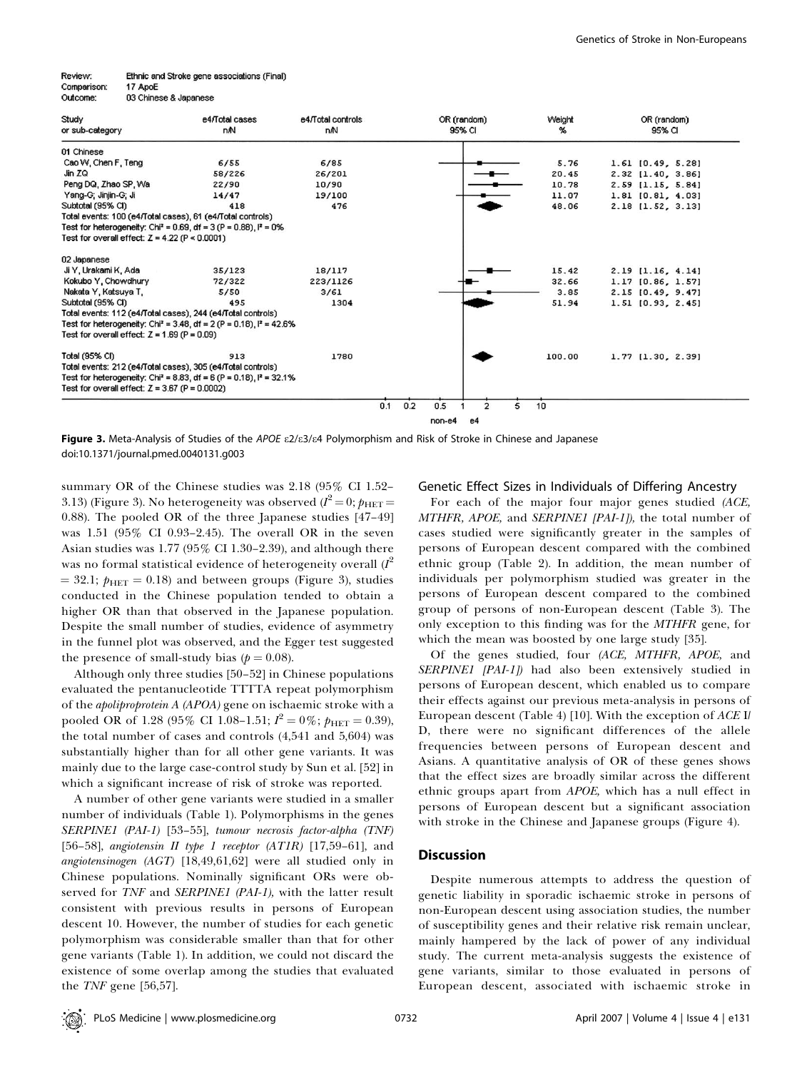Review: Ethnic and Stroke gene associations (Final)
Comparison: 17 ApoE
Outcome: 03 Chinese & Japanese

| Study or sub-category | e4/Total cases n/N | e4/Total controls n/N | Weight % | OR (random) 95% CI |
|---|---|---|---|---|
| **01 Chinese** | | | | |
| Cao W, Chen F, Teng | 6/55 | 6/85 | 5.76 | 1.61 [0.49, 5.28] |
| Jin ZQ | 58/226 | 26/201 | 20.45 | 2.32 [1.40, 3.86] |
| Peng DQ, Zhao SP, Wa | 22/90 | 10/90 | 10.78 | 2.59 [1.15, 5.84] |
| Yang-G, Jinjin-G, Ji | 14/47 | 19/100 | 11.07 | 1.81 [0.81, 4.03] |
| Subtotal (95% CI) | 418 | 476 | 48.06 | 2.18 [1.52, 3.13] |
| Total events: 100 (e4/Total cases), 61 (e4/Total controls) | | | | |
| Test for heterogeneity: Chi² = 0.69, df = 3 (P = 0.88), I² = 0% | | | | |
| Test for overall effect: Z = 4.22 (P < 0.0001) | | | | |
| **02 Japanese** | | | | |
| Ji Y, Urakami K, Ada | 35/123 | 18/117 | 15.42 | 2.19 [1.16, 4.14] |
| Kokubo Y, Chowdhury | 72/322 | 223/1126 | 32.66 | 1.17 [0.86, 1.57] |
| Nakata Y, Katsuya T, | 5/50 | 3/61 | 3.85 | 2.15 [0.49, 9.47] |
| Subtotal (95% CI) | 495 | 1304 | 51.94 | 1.51 [0.93, 2.45] |
| Total events: 112 (e4/Total cases), 244 (e4/Total controls) | | | | |
| Test for heterogeneity: Chi² = 3.48, df = 2 (P = 0.18), I² = 42.6% | | | | |
| Test for overall effect: Z = 1.69 (P = 0.09) | | | | |
| **Total (95% CI)** | 913 | 1780 | 100.00 | 1.77 [1.30, 2.39] |
| Total events: 212 (e4/Total cases), 305 (e4/Total controls) | | | | |
| Test for heterogeneity: Chi² = 8.83, df = 6 (P = 0.18), I² = 32.1% | | | | |
| Test for overall effect: Z = 3.67 (P = 0.0002) | | | | |

0.1 0.2 0.5 1 2 5 10
non-e4 e4

**Figure 3.** Meta-Analysis of Studies of the *APOE* ε2/ε3/ε4 Polymorphism and Risk of Stroke in Chinese and Japanese
doi:10.1371/journal.pmed.0040131.g003

summary OR of the Chinese studies was 2.18 (95% CI 1.52–3.13) (Figure 3). No heterogeneity was observed ($I^2 = 0$; $p_{HET} = 0.88$). The pooled OR of the three Japanese studies [47–49] was 1.51 (95% CI 0.93–2.45). The overall OR in the seven Asian studies was 1.77 (95% CI 1.30–2.39), and although there was no formal statistical evidence of heterogeneity overall ($I^2 = 32.1$; $p_{HET} = 0.18$) and between groups (Figure 3), studies conducted in the Chinese population tended to obtain a higher OR than that observed in the Japanese population. Despite the small number of studies, evidence of asymmetry in the funnel plot was observed, and the Egger test suggested the presence of small-study bias ($p = 0.08$).

Although only three studies [50–52] in Chinese populations evaluated the pentanucleotide TTTTA repeat polymorphism of the *apoliproprotein A (APOA)* gene on ischaemic stroke with a pooled OR of 1.28 (95% CI 1.08–1.51; $I^2 = 0\%$; $p_{HET} = 0.39$), the total number of cases and controls (4,541 and 5,604) was substantially higher than for all other gene variants. It was mainly due to the large case-control study by Sun et al. [52] in which a significant increase of risk of stroke was reported.

A number of other gene variants were studied in a smaller number of individuals (Table 1). Polymorphisms in the genes *SERPINE1 (PAI-1)* [53–55], *tumour necrosis factor-alpha (TNF)* [56–58], *angiotensin II type 1 receptor (AT1R)* [17,59–61], and *angiotensinogen (AGT)* [18,49,61,62] were all studied only in Chinese populations. Nominally significant ORs were observed for *TNF* and *SERPINE1 (PAI-1)*, with the latter result consistent with previous results in persons of European descent 10. However, the number of studies for each genetic polymorphism was considerable smaller than that for other gene variants (Table 1). In addition, we could not discard the existence of some overlap among the studies that evaluated the *TNF* gene [56,57].

### Genetic Effect Sizes in Individuals of Differing Ancestry

For each of the major four major genes studied *(ACE, MTHFR, APOE,* and *SERPINE1 [PAI-1])*, the total number of cases studied were significantly greater in the samples of persons of European descent compared with the combined ethnic group (Table 2). In addition, the mean number of individuals per polymorphism studied was greater in the persons of European descent compared to the combined group of persons of non-European descent (Table 3). The only exception to this finding was for the *MTHFR* gene, for which the mean was boosted by one large study [35].

Of the genes studied, four *(ACE, MTHFR, APOE,* and *SERPINE1 [PAI-1])* had also been extensively studied in persons of European descent, which enabled us to compare their effects against our previous meta-analysis in persons of European descent (Table 4) [10]. With the exception of *ACE* I/D, there were no significant differences of the allele frequencies between persons of European descent and Asians. A quantitative analysis of OR of these genes shows that the effect sizes are broadly similar across the different ethnic groups apart from *APOE*, which has a null effect in persons of European descent but a significant association with stroke in the Chinese and Japanese groups (Figure 4).

## Discussion

Despite numerous attempts to address the question of genetic liability in sporadic ischaemic stroke in persons of non-European descent using association studies, the number of susceptibility genes and their relative risk remain unclear, mainly hampered by the lack of power of any individual study. The current meta-analysis suggests the existence of gene variants, similar to those evaluated in persons of European descent, associated with ischaemic stroke in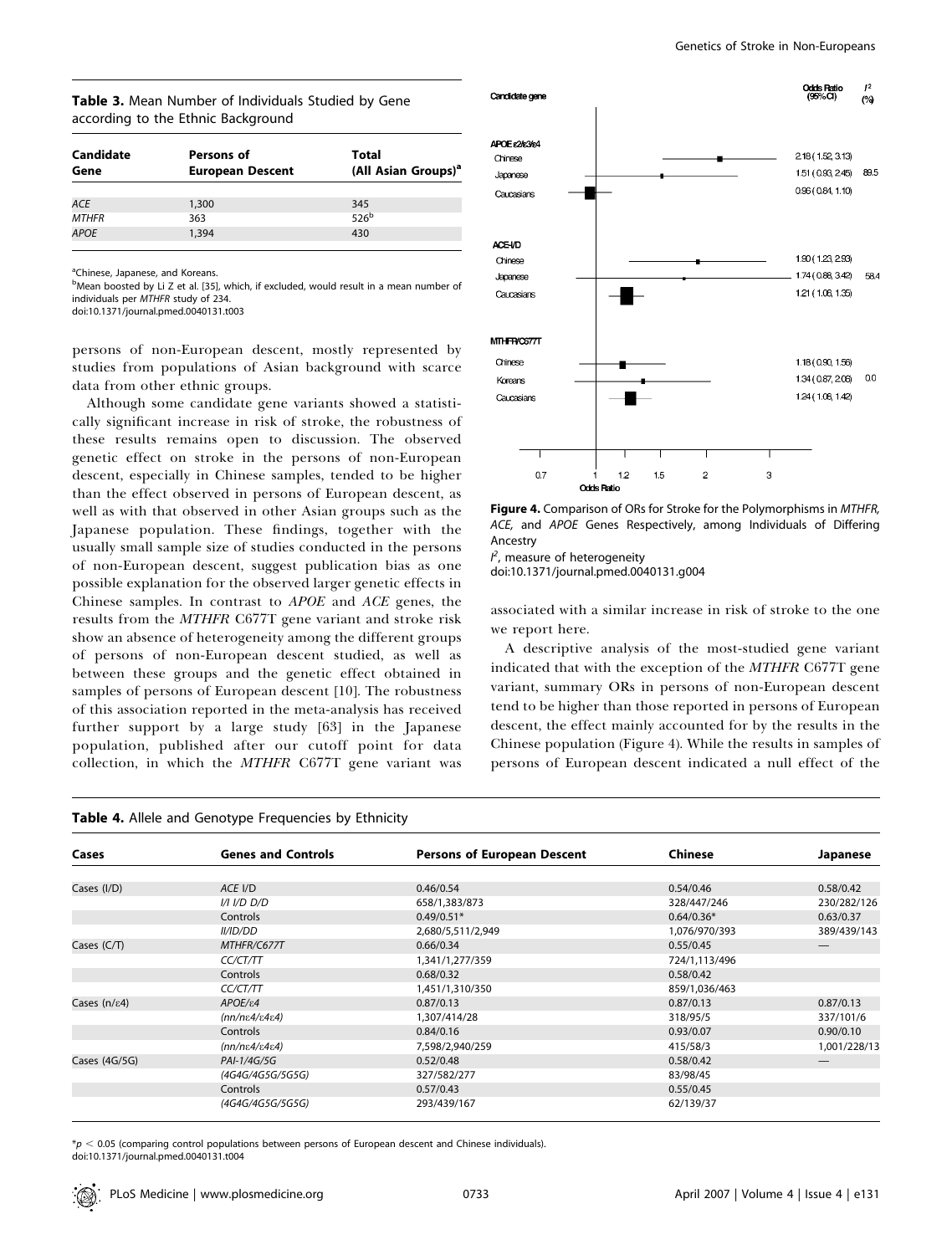**Table 3.** Mean Number of Individuals Studied by Gene according to the Ethnic Background

| Candidate Gene | Persons of European Descent | Total (All Asian Groups)[a] |
|---|---|---|
| *ACE* | 1,300 | 345 |
| *MTHFR* | 363 | 526[b] |
| *APOE* | 1,394 | 430 |

[a]Chinese, Japanese, and Koreans.
[b]Mean boosted by Li Z et al. [35], which, if excluded, would result in a mean number of individuals per *MTHFR* study of 234.
doi:10.1371/journal.pmed.0040131.t003

persons of non-European descent, mostly represented by studies from populations of Asian background with scarce data from other ethnic groups.

Although some candidate gene variants showed a statistically significant increase in risk of stroke, the robustness of these results remains open to discussion. The observed genetic effect on stroke in the persons of non-European descent, especially in Chinese samples, tended to be higher than the effect observed in persons of European descent, as well as with that observed in other Asian groups such as the Japanese population. These findings, together with the usually small sample size of studies conducted in the persons of non-European descent, suggest publication bias as one possible explanation for the observed larger genetic effects in Chinese samples. In contrast to *APOE* and *ACE* genes, the results from the *MTHFR* C677T gene variant and stroke risk show an absence of heterogeneity among the different groups of persons of non-European descent studied, as well as between these groups and the genetic effect obtained in samples of persons of European descent [10]. The robustness of this association reported in the meta-analysis has received further support by a large study [63] in the Japanese population, published after our cutoff point for data collection, in which the *MTHFR* C677T gene variant was associated with a similar increase in risk of stroke to the one we report here.

| Candidate gene | Odds Ratio (95% CI) | $I^2$ (%) |
|---|---|---|
| **APOE ε2/ε3/ε4** | | |
| Chinese | 2.18 (1.52, 3.13) | |
| Japanese | 1.51 (0.93, 2.45) | 89.5 |
| Caucasians | 0.96 (0.84, 1.10) | |
| **ACE-I/D** | | |
| Chinese | 1.90 (1.23, 2.93) | |
| Japanese | 1.74 (0.88, 3.42) | 58.4 |
| Caucasians | 1.21 (1.06, 1.35) | |
| **MTHFR/C677T** | | |
| Chinese | 1.18 (0.90, 1.56) | |
| Koreans | 1.34 (0.87, 2.06) | 0.0 |
| Caucasians | 1.24 (1.06, 1.42) | |

**Figure 4.** Comparison of ORs for Stroke for the Polymorphisms in *MTHFR*, *ACE*, and *APOE* Genes Respectively, among Individuals of Differing Ancestry
$I^2$, measure of heterogeneity
doi:10.1371/journal.pmed.0040131.g004

A descriptive analysis of the most-studied gene variant indicated that with the exception of the *MTHFR* C677T gene variant, summary ORs in persons of non-European descent tend to be higher than those reported in persons of European descent, the effect mainly accounted for by the results in the Chinese population (Figure 4). While the results in samples of persons of European descent indicated a null effect of the

**Table 4.** Allele and Genotype Frequencies by Ethnicity

| Cases | Genes and Controls | Persons of European Descent | Chinese | Japanese |
|---|---|---|---|---|
| Cases (I/D) | *ACE* I/D | 0.46/0.54 | 0.54/0.46 | 0.58/0.42 |
| | *I/I I/D D/D* | 658/1,383/873 | 328/447/246 | 230/282/126 |
| | Controls | 0.49/0.51* | 0.64/0.36* | 0.63/0.37 |
| | *II/ID/DD* | 2,680/5,511/2,949 | 1,076/970/393 | 389/439/143 |
| Cases (C/T) | *MTHFR/C677T* | 0.66/0.34 | 0.55/0.45 | — |
| | *CC/CT/TT* | 1,341/1,277/359 | 724/1,113/496 | |
| | Controls | 0.68/0.32 | 0.58/0.42 | |
| | *CC/CT/TT* | 1,451/1,310/350 | 859/1,036/463 | |
| Cases (n/ε4) | *APOE/ε4* | 0.87/0.13 | 0.87/0.13 | 0.87/0.13 |
| | *(nn/nε4/ε4ε4)* | 1,307/414/28 | 318/95/5 | 337/101/6 |
| | Controls | 0.84/0.16 | 0.93/0.07 | 0.90/0.10 |
| | *(nn/nε4/ε4ε4)* | 7,598/2,940/259 | 415/58/3 | 1,001/228/13 |
| Cases (4G/5G) | *PAI-1/4G/5G* | 0.52/0.48 | 0.58/0.42 | — |
| | *(4G4G/4G5G/5G5G)* | 327/582/277 | 83/98/45 | |
| | Controls | 0.57/0.43 | 0.55/0.45 | |
| | *(4G4G/4G5G/5G5G)* | 293/439/167 | 62/139/37 | |

*$p < 0.05$ (comparing control populations between persons of European descent and Chinese individuals).
doi:10.1371/journal.pmed.0040131.t004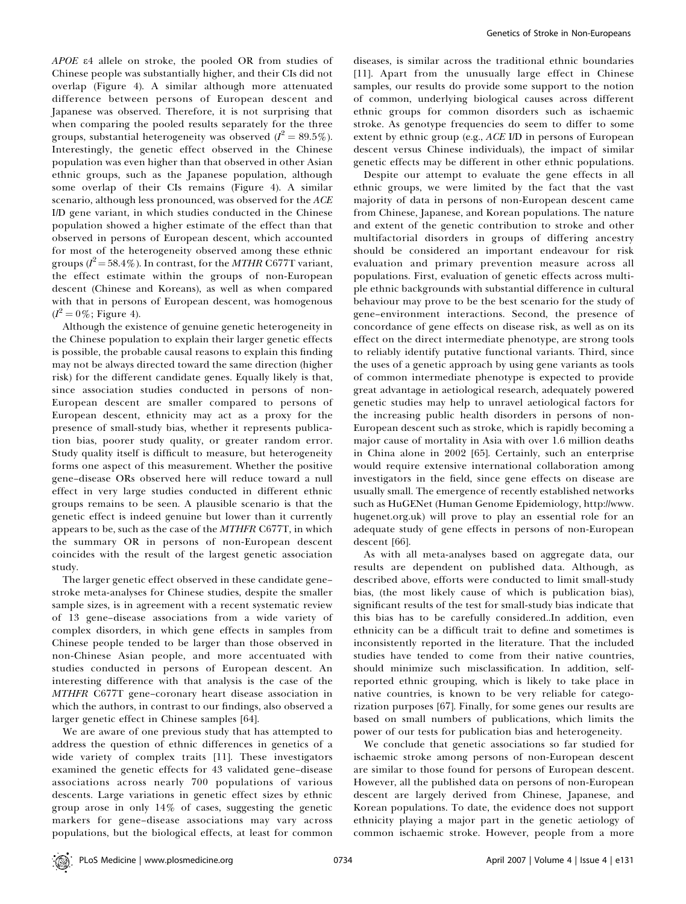*APOE* ε4 allele on stroke, the pooled OR from studies of Chinese people was substantially higher, and their CIs did not overlap (Figure 4). A similar although more attenuated difference between persons of European descent and Japanese was observed. Therefore, it is not surprising that when comparing the pooled results separately for the three groups, substantial heterogeneity was observed ($I^2 = 89.5\%$). Interestingly, the genetic effect observed in the Chinese population was even higher than that observed in other Asian ethnic groups, such as the Japanese population, although some overlap of their CIs remains (Figure 4). A similar scenario, although less pronounced, was observed for the *ACE* I/D gene variant, in which studies conducted in the Chinese population showed a higher estimate of the effect than that observed in persons of European descent, which accounted for most of the heterogeneity observed among these ethnic groups ($I^2 = 58.4\%$). In contrast, for the *MTHR* C677T variant, the effect estimate within the groups of non-European descent (Chinese and Koreans), as well as when compared with that in persons of European descent, was homogenous ($I^2 = 0\%$; Figure 4).

Although the existence of genuine genetic heterogeneity in the Chinese population to explain their larger genetic effects is possible, the probable causal reasons to explain this finding may not be always directed toward the same direction (higher risk) for the different candidate genes. Equally likely is that, since association studies conducted in persons of non-European descent are smaller compared to persons of European descent, ethnicity may act as a proxy for the presence of small-study bias, whether it represents publication bias, poorer study quality, or greater random error. Study quality itself is difficult to measure, but heterogeneity forms one aspect of this measurement. Whether the positive gene–disease ORs observed here will reduce toward a null effect in very large studies conducted in different ethnic groups remains to be seen. A plausible scenario is that the genetic effect is indeed genuine but lower than it currently appears to be, such as the case of the *MTHFR* C677T, in which the summary OR in persons of non-European descent coincides with the result of the largest genetic association study.

The larger genetic effect observed in these candidate gene–stroke meta-analyses for Chinese studies, despite the smaller sample sizes, is in agreement with a recent systematic review of 13 gene–disease associations from a wide variety of complex disorders, in which gene effects in samples from Chinese people tended to be larger than those observed in non-Chinese Asian people, and more accentuated with studies conducted in persons of European descent. An interesting difference with that analysis is the case of the *MTHFR* C677T gene–coronary heart disease association in which the authors, in contrast to our findings, also observed a larger genetic effect in Chinese samples [64].

We are aware of one previous study that has attempted to address the question of ethnic differences in genetics of a wide variety of complex traits [11]. These investigators examined the genetic effects for 43 validated gene–disease associations across nearly 700 populations of various descents. Large variations in genetic effect sizes by ethnic group arose in only 14% of cases, suggesting the genetic markers for gene–disease associations may vary across populations, but the biological effects, at least for common diseases, is similar across the traditional ethnic boundaries [11]. Apart from the unusually large effect in Chinese samples, our results do provide some support to the notion of common, underlying biological causes across different ethnic groups for common disorders such as ischaemic stroke. As genotype frequencies do seem to differ to some extent by ethnic group (e.g., *ACE* I/D in persons of European descent versus Chinese individuals), the impact of similar genetic effects may be different in other ethnic populations.

Despite our attempt to evaluate the gene effects in all ethnic groups, we were limited by the fact that the vast majority of data in persons of non-European descent came from Chinese, Japanese, and Korean populations. The nature and extent of the genetic contribution to stroke and other multifactorial disorders in groups of differing ancestry should be considered an important endeavour for risk evaluation and primary prevention measure across all populations. First, evaluation of genetic effects across multiple ethnic backgrounds with substantial difference in cultural behaviour may prove to be the best scenario for the study of gene–environment interactions. Second, the presence of concordance of gene effects on disease risk, as well as on its effect on the direct intermediate phenotype, are strong tools to reliably identify putative functional variants. Third, since the uses of a genetic approach by using gene variants as tools of common intermediate phenotype is expected to provide great advantage in aetiological research, adequately powered genetic studies may help to unravel aetiological factors for the increasing public health disorders in persons of non-European descent such as stroke, which is rapidly becoming a major cause of mortality in Asia with over 1.6 million deaths in China alone in 2002 [65]. Certainly, such an enterprise would require extensive international collaboration among investigators in the field, since gene effects on disease are usually small. The emergence of recently established networks such as HuGENet (Human Genome Epidemiology, http://www.hugenet.org.uk) will prove to play an essential role for an adequate study of gene effects in persons of non-European descent [66].

As with all meta-analyses based on aggregate data, our results are dependent on published data. Although, as described above, efforts were conducted to limit small-study bias, (the most likely cause of which is publication bias), significant results of the test for small-study bias indicate that this bias has to be carefully considered..In addition, even ethnicity can be a difficult trait to define and sometimes is inconsistently reported in the literature. That the included studies have tended to come from their native countries, should minimize such misclassification. In addition, self-reported ethnic grouping, which is likely to take place in native countries, is known to be very reliable for categorization purposes [67]. Finally, for some genes our results are based on small numbers of publications, which limits the power of our tests for publication bias and heterogeneity.

We conclude that genetic associations so far studied for ischaemic stroke among persons of non-European descent are similar to those found for persons of European descent. However, all the published data on persons of non-European descent are largely derived from Chinese, Japanese, and Korean populations. To date, the evidence does not support ethnicity playing a major part in the genetic aetiology of common ischaemic stroke. However, people from a more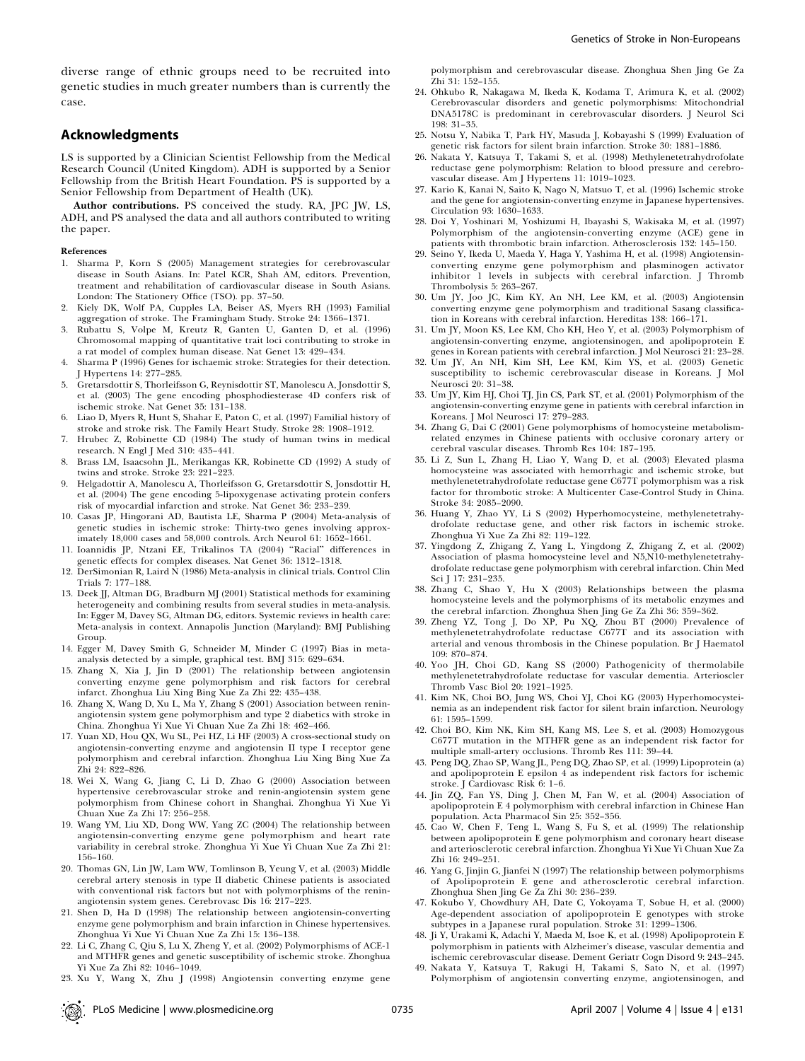diverse range of ethnic groups need to be recruited into genetic studies in much greater numbers than is currently the case.

## Acknowledgments

LS is supported by a Clinician Scientist Fellowship from the Medical Research Council (United Kingdom). ADH is supported by a Senior Fellowship from the British Heart Foundation. PS is supported by a Senior Fellowship from Department of Health (UK).

**Author contributions.** PS conceived the study. RA, JPC JW, LS, ADH, and PS analysed the data and all authors contributed to writing the paper.

### References

1. Sharma P, Korn S (2005) Management strategies for cerebrovascular disease in South Asians. In: Patel KCR, Shah AM, editors. Prevention, treatment and rehabilitation of cardiovascular disease in South Asians. London: The Stationery Office (TSO). pp. 37–50.
2. Kiely DK, Wolf PA, Cupples LA, Beiser AS, Myers RH (1993) Familial aggregation of stroke. The Framingham Study. Stroke 24: 1366–1371.
3. Rubattu S, Volpe M, Kreutz R, Ganten U, Ganten D, et al. (1996) Chromosomal mapping of quantitative trait loci contributing to stroke in a rat model of complex human disease. Nat Genet 13: 429–434.
4. Sharma P (1996) Genes for ischaemic stroke: Strategies for their detection. J Hypertens 14: 277–285.
5. Gretarsdottir S, Thorleifsson G, Reynisdottir ST, Manolescu A, Jonsdottir S, et al. (2003) The gene encoding phosphodiesterase 4D confers risk of ischemic stroke. Nat Genet 35: 131–138.
6. Liao D, Myers R, Hunt S, Shahar E, Paton C, et al. (1997) Familial history of stroke and stroke risk. The Family Heart Study. Stroke 28: 1908–1912.
7. Hrubec Z, Robinette CD (1984) The study of human twins in medical research. N Engl J Med 310: 435–441.
8. Brass LM, Isaacsohn JL, Merikangas KR, Robinette CD (1992) A study of twins and stroke. Stroke 23: 221–223.
9. Helgadottir A, Manolescu A, Thorleifsson G, Gretarsdottir S, Jonsdottir H, et al. (2004) The gene encoding 5-lipoxygenase activating protein confers risk of myocardial infarction and stroke. Nat Genet 36: 233–239.
10. Casas JP, Hingorani AD, Bautista LE, Sharma P (2004) Meta-analysis of genetic studies in ischemic stroke: Thirty-two genes involving approximately 18,000 cases and 58,000 controls. Arch Neurol 61: 1652–1661.
11. Ioannidis JP, Ntzani EE, Trikalinos TA (2004) "Racial" differences in genetic effects for complex diseases. Nat Genet 36: 1312–1318.
12. DerSimonian R, Laird N (1986) Meta-analysis in clinical trials. Control Clin Trials 7: 177–188.
13. Deek JJ, Altman DG, Bradburn MJ (2001) Statistical methods for examining heterogeneity and combining results from several studies in meta-analysis. In: Egger M, Davey SG, Altman DG, editors. Systemic reviews in health care: Meta-analysis in context. Annapolis Junction (Maryland): BMJ Publishing Group.
14. Egger M, Davey Smith G, Schneider M, Minder C (1997) Bias in meta-analysis detected by a simple, graphical test. BMJ 315: 629–634.
15. Zhang X, Xia J, Jin D (2001) The relationship between angiotensin converting enzyme gene polymorphism and risk factors for cerebral infarct. Zhonghua Liu Xing Bing Xue Za Zhi 22: 435–438.
16. Zhang X, Wang D, Xu L, Ma Y, Zhang S (2001) Association between renin-angiotensin system gene polymorphism and type 2 diabetics with stroke in China. Zhonghua Yi Xue Yi Chuan Xue Za Zhi 18: 462–466.
17. Yuan XD, Hou QX, Wu SL, Pei HZ, Li HF (2003) A cross-sectional study on angiotensin-converting enzyme and angiotensin II type I receptor gene polymorphism and cerebral infarction. Zhonghua Liu Xing Bing Xue Za Zhi 24: 822–826.
18. Wei X, Wang G, Jiang C, Li D, Zhao G (2000) Association between hypertensive cerebrovascular stroke and renin-angiotensin system gene polymorphism from Chinese cohort in Shanghai. Zhonghua Yi Xue Yi Chuan Xue Za Zhi 17: 256–258.
19. Wang YM, Liu XD, Dong WW, Yang ZC (2004) The relationship between angiotensin-converting enzyme gene polymorphism and heart rate variability in cerebral stroke. Zhonghua Yi Xue Yi Chuan Xue Za Zhi 21: 156–160.
20. Thomas GN, Lin JW, Lam WW, Tomlinson B, Yeung V, et al. (2003) Middle cerebral artery stenosis in type II diabetic Chinese patients is associated with conventional risk factors but not with polymorphisms of the renin-angiotensin system genes. Cerebrovasc Dis 16: 217–223.
21. Shen D, Ha D (1998) The relationship between angiotensin-converting enzyme gene polymorphism and brain infarction in Chinese hypertensives. Zhonghua Yi Xue Yi Chuan Xue Za Zhi 15: 136–138.
22. Li C, Zhang C, Qiu S, Lu X, Zheng Y, et al. (2002) Polymorphisms of ACE-1 and MTHFR genes and genetic susceptibility of ischemic stroke. Zhonghua Yi Xue Za Zhi 82: 1046–1049.
23. Xu Y, Wang X, Zhu J (1998) Angiotensin converting enzyme gene polymorphism and cerebrovascular disease. Zhonghua Shen Jing Ge Za Zhi 31: 152–155.
24. Ohkubo R, Nakagawa M, Ikeda K, Kodama T, Arimura K, et al. (2002) Cerebrovascular disorders and genetic polymorphisms: Mitochondrial DNA5178C is predominant in cerebrovascular disorders. J Neurol Sci 198: 31–35.
25. Notsu Y, Nabika T, Park HY, Masuda J, Kobayashi S (1999) Evaluation of genetic risk factors for silent brain infarction. Stroke 30: 1881–1886.
26. Nakata Y, Katsuya T, Takami S, et al. (1998) Methylenetetrahydrofolate reductase gene polymorphism: Relation to blood pressure and cerebrovascular disease. Am J Hypertens 11: 1019–1023.
27. Kario K, Kanai N, Saito K, Nago N, Matsuo T, et al. (1996) Ischemic stroke and the gene for angiotensin-converting enzyme in Japanese hypertensives. Circulation 93: 1630–1633.
28. Doi Y, Yoshinari M, Yoshizumi H, Ibayashi S, Wakisaka M, et al. (1997) Polymorphism of the angiotensin-converting enzyme (ACE) gene in patients with thrombotic brain infarction. Atherosclerosis 132: 145–150.
29. Seino Y, Ikeda U, Maeda Y, Haga Y, Yashima H, et al. (1998) Angiotensin-converting enzyme gene polymorphism and plasminogen activator inhibitor 1 levels in subjects with cerebral infarction. J Thromb Thrombolysis 5: 263–267.
30. Um JY, Joo JC, Kim KY, An NH, Lee KM, et al. (2003) Angiotensin converting enzyme gene polymorphism and traditional Sasang classification in Koreans with cerebral infarction. Hereditas 138: 166–171.
31. Um JY, Moon KS, Lee KM, Cho KH, Heo Y, et al. (2003) Polymorphism of angiotensin-converting enzyme, angiotensinogen, and apolipoprotein E genes in Korean patients with cerebral infarction. J Mol Neurosci 21: 23–28.
32. Um JY, An NH, Kim SH, Lee KM, Kim YS, et al. (2003) Genetic susceptibility to ischemic cerebrovascular disease in Koreans. J Mol Neurosci 20: 31–38.
33. Um JY, Kim HJ, Choi TJ, Jin CS, Park ST, et al. (2001) Polymorphism of the angiotensin-converting enzyme gene in patients with cerebral infarction in Koreans. J Mol Neurosci 17: 279–283.
34. Zhang G, Dai C (2001) Gene polymorphisms of homocysteine metabolism-related enzymes in Chinese patients with occlusive coronary artery or cerebral vascular diseases. Thromb Res 104: 187–195.
35. Li Z, Sun L, Zhang H, Liao Y, Wang D, et al. (2003) Elevated plasma homocysteine was associated with hemorrhagic and ischemic stroke, but methylenetetrahydrofolate reductase gene C677T polymorphism was a risk factor for thrombotic stroke: A Multicenter Case-Control Study in China. Stroke 34: 2085–2090.
36. Huang Y, Zhao YY, Li S (2002) Hyperhomocysteine, methylenetetrahydrofolate reductase gene, and other risk factors in ischemic stroke. Zhonghua Yi Xue Za Zhi 82: 119–122.
37. Yingdong Z, Zhigang Z, Yang L, Yingdong Z, Zhigang Z, et al. (2002) Association of plasma homocysteine level and N5,N10-methylenetetrahydrofolate reductase gene polymorphism with cerebral infarction. Chin Med Sci J 17: 231–235.
38. Zhang C, Shao Y, Hu X (2003) Relationships between the plasma homocysteine levels and the polymorphisms of its metabolic enzymes and the cerebral infarction. Zhonghua Shen Jing Ge Za Zhi 36: 359–362.
39. Zheng YZ, Tong J, Do XP, Pu XQ, Zhou BT (2000) Prevalence of methylenetetrahydrofolate reductase C677T and its association with arterial and venous thrombosis in the Chinese population. Br J Haematol 109: 870–874.
40. Yoo JH, Choi GD, Kang SS (2000) Pathogenicity of thermolabile methylenetetrahydrofolate reductase for vascular dementia. Arterioscler Thromb Vasc Biol 20: 1921–1925.
41. Kim NK, Choi BO, Jung WS, Choi YJ, Choi KG (2003) Hyperhomocysteinemia as an independent risk factor for silent brain infarction. Neurology 61: 1595–1599.
42. Choi BO, Kim NK, Kim SH, Kang MS, Lee S, et al. (2003) Homozygous C677T mutation in the MTHFR gene as an independent risk factor for multiple small-artery occlusions. Thromb Res 111: 39–44.
43. Peng DQ, Zhao SP, Wang JL, Peng DQ, Zhao SP, et al. (1999) Lipoprotein (a) and apolipoprotein E epsilon 4 as independent risk factors for ischemic stroke. J Cardiovasc Risk 6: 1–6.
44. Jin ZQ, Fan YS, Ding J, Chen M, Fan W, et al. (2004) Association of apolipoprotein E 4 polymorphism with cerebral infarction in Chinese Han population. Acta Pharmacol Sin 25: 352–356.
45. Cao W, Chen F, Teng L, Wang S, Fu S, et al. (1999) The relationship between apolipoprotein E gene polymorphism and coronary heart disease and arteriosclerotic cerebral infarction. Zhonghua Yi Xue Yi Chuan Xue Za Zhi 16: 249–251.
46. Yang G, Jinjin G, Jianfei N (1997) The relationship between polymorphisms of Apolipoprotein E gene and atherosclerotic cerebral infarction. Zhonghua Shen Jing Ge Za Zhi 30: 236–239.
47. Kokubo Y, Chowdhury AH, Date C, Yokoyama T, Sobue H, et al. (2000) Age-dependent association of apolipoprotein E genotypes with stroke subtypes in a Japanese rural population. Stroke 31: 1299–1306.
48. Ji Y, Urakami K, Adachi Y, Maeda M, Isoe K, et al. (1998) Apolipoprotein E polymorphism in patients with Alzheimer's disease, vascular dementia and ischemic cerebrovascular disease. Dement Geriatr Cogn Disord 9: 243–245.
49. Nakata Y, Katsuya T, Rakugi H, Takami S, Sato N, et al. (1997) Polymorphism of angiotensin converting enzyme, angiotensinogen, and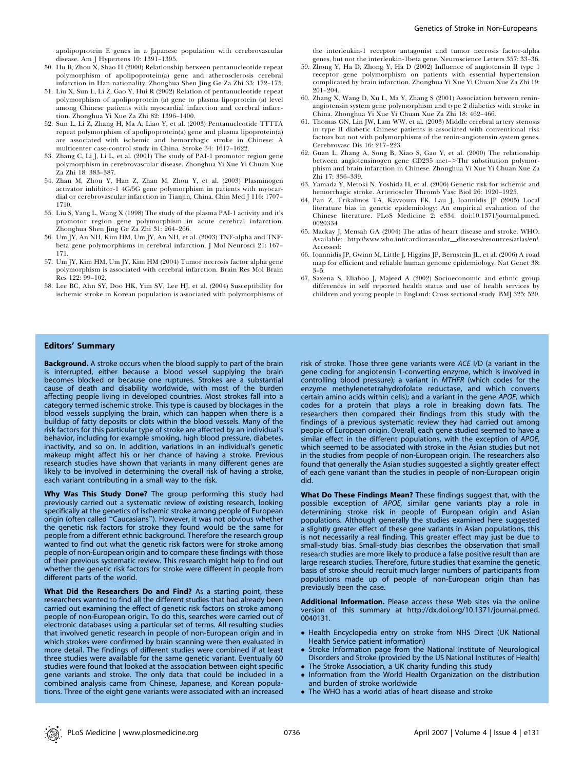apolipoprotein E genes in a Japanese population with cerebrovascular disease. Am J Hypertens 10: 1391–1395.

50. Hu B, Zhou X, Shao H (2000) Relationship between pentanucleotide repeat polymorphism of apolipoprotein(a) gene and atherosclerosis cerebral infarction in Han nationality. Zhonghua Shen Jing Ge Za Zhi 33: 172–175.
51. Liu X, Sun L, Li Z, Gao Y, Hui R (2002) Relation of pentanucleotide repeat polymorphism of apolipoprotein (a) gene to plasma lipoprotein (a) level among Chinese patients with myocardial infarction and cerebral infarction. Zhonghua Yi Xue Za Zhi 82: 1396–1400.
52. Sun L, Li Z, Zhang H, Ma A, Liao Y, et al. (2003) Pentanucleotide TTTTA repeat polymorphism of apolipoprotein(a) gene and plasma lipoprotein(a) are associated with ischemic and hemorrhagic stroke in Chinese: A multicenter case-control study in China. Stroke 34: 1617–1622.
53. Zhang C, Li J, Li L, et al. (2001) The study of PAI-1 promotor region gene polymorphism in cerebrovascular disease. Zhonghua Yi Xue Yi Chuan Xue Za Zhi 18: 383–387.
54. Zhan M, Zhou Y, Han Z, Zhan M, Zhou Y, et al. (2003) Plasminogen activator inhibitor-1 4G/5G gene polymorphism in patients with myocardial or cerebrovascular infarction in Tianjin, China. Chin Med J 116: 1707–1710.
55. Liu S, Yang L, Wang X (1998) The study of the plasma PAI-1 activity and it's promotor region gene polymorphism in acute cerebral infarction. Zhonghua Shen Jing Ge Za Zhi 31: 264–266.
56. Um JY, An NH, Kim HM, Um JY, An NH, et al. (2003) TNF-alpha and TNF-beta gene polymorphisms in cerebral infarction. J Mol Neurosci 21: 167–171.
57. Um JY, Kim HM, Um JY, Kim HM (2004) Tumor necrosis factor alpha gene polymorphism is associated with cerebral infarction. Brain Res Mol Brain Res 122: 99–102.
58. Lee BC, Ahn SY, Doo HK, Yim SV, Lee HJ, et al. (2004) Susceptibility for ischemic stroke in Korean population is associated with polymorphisms of the interleukin-1 receptor antagonist and tumor necrosis factor-alpha genes, but not the interleukin-1beta gene. Neuroscience Letters 357: 33–36.
59. Zhong Y, Ha D, Zhong Y, Ha D (2002) Influence of angiotensin II type 1 receptor gene polymorphism on patients with essential hypertension complicated by brain infarction. Zhonghua Yi Xue Yi Chuan Xue Za Zhi 19: 201–204.
60. Zhang X, Wang D, Xu L, Ma Y, Zhang S (2001) Association between renin-angiotensin system gene polymorphism and type 2 diabetics with stroke in China. Zhonghua Yi Xue Yi Chuan Xue Za Zhi 18: 462–466.
61. Thomas GN, Lin JW, Lam WW, et al. (2003) Middle cerebral artery stenosis in type II diabetic Chinese patients is associated with conventional risk factors but not with polymorphisms of the renin-angiotensin system genes. Cerebrovasc Dis 16: 217–223.
62. Guan L, Zhang A, Song B, Xiao S, Gao Y, et al. (2000) The relationship between angiotensinogen gene CD235 met–>Thr substitution polymorphism and brain infarction in Chinese. Zhonghua Yi Xue Yi Chuan Xue Za Zhi 17: 336–339.
63. Yamada Y, Metoki N, Yoshida H, et al. (2006) Genetic risk for ischemic and hemorrhagic stroke. Arterioscler Thromb Vasc Biol 26: 1920–1925.
64. Pan Z, Trikalinos TA, Kavvoura FK, Lau J, Ioannidis JP (2005) Local literature bias in genetic epidemiology: An empirical evaluation of the Chinese literature. PLoS Medicine 2: e334. doi:10.1371/journal.pmed.0020334
65. Mackay J, Mensah GA (2004) The atlas of heart disease and stroke. WHO. Available: http://www.who.int/cardiovascular__diseases/resources/atlas/en/. Accessed:
66. Ioannidis JP, Gwinn M, Little J, Higgins JP, Bernstein JL, et al. (2006) A road map for efficient and reliable human genome epidemiology. Nat Genet 38: 3–5.
67. Saxena S, Eliahoo J, Majeed A (2002) Socioeconomic and ethnic group differences in self reported health status and use of health services by children and young people in England: Cross sectional study. BMJ 325: 520.

## Editors' Summary

**Background.** A stroke occurs when the blood supply to part of the brain is interrupted, either because a blood vessel supplying the brain becomes blocked or because one ruptures. Strokes are a substantial cause of death and disability worldwide, with most of the burden affecting people living in developed countries. Most strokes fall into a category termed ischemic stroke. This type is caused by blockages in the blood vessels supplying the brain, which can happen when there is a buildup of fatty deposits or clots within the blood vessels. Many of the risk factors for this particular type of stroke are affected by an individual's behavior, including for example smoking, high blood pressure, diabetes, inactivity, and so on. In addition, variations in an individual's genetic makeup might affect his or her chance of having a stroke. Previous research studies have shown that variants in many different genes are likely to be involved in determining the overall risk of having a stroke, each variant contributing in a small way to the risk.

**Why Was This Study Done?** The group performing this study had previously carried out a systematic review of existing research, looking specifically at the genetics of ischemic stroke among people of European origin (often called "Caucasians"). However, it was not obvious whether the genetic risk factors for stroke they found would be the same for people from a different ethnic background. Therefore the research group wanted to find out what the genetic risk factors were for stroke among people of non-European origin and to compare these findings with those of their previous systematic review. This research might help to find out whether the genetic risk factors for stroke were different in people from different parts of the world.

**What Did the Researchers Do and Find?** As a starting point, these researchers wanted to find all the different studies that had already been carried out examining the effect of genetic risk factors on stroke among people of non-European origin. To do this, searches were carried out of electronic databases using a particular set of terms. All resulting studies that involved genetic research in people of non-European origin and in which strokes were confirmed by brain scanning were then evaluated in more detail. The findings of different studies were combined if at least three studies were available for the same genetic variant. Eventually 60 studies were found that looked at the association between eight specific gene variants and stroke. The only data that could be included in a combined analysis came from Chinese, Japanese, and Korean populations. Three of the eight gene variants were associated with an increased risk of stroke. Those three gene variants were *ACE* I/D (a variant in the gene coding for angiotensin 1-converting enzyme, which is involved in controlling blood pressure); a variant in *MTHFR* (which codes for the enzyme methylenetetrahydrofolate reductase, and which converts certain amino acids within cells); and a variant in the gene *APOE*, which codes for a protein that plays a role in breaking down fats. The researchers then compared their findings from this study with the findings of a previous systematic review they had carried out among people of European origin. Overall, each gene studied seemed to have a similar effect in the different populations, with the exception of *APOE*, which seemed to be associated with stroke in the Asian studies but not in the studies from people of non-European origin. The researchers also found that generally the Asian studies suggested a slightly greater effect of each gene variant than the studies in people of non-European origin did.

**What Do These Findings Mean?** These findings suggest that, with the possible exception of *APOE*, similar gene variants play a role in determining stroke risk in people of European origin and Asian populations. Although generally the studies examined here suggested a slightly greater effect of these gene variants in Asian populations, this is not necessarily a real finding. This greater effect may just be due to small-study bias. Small-study bias describes the observation that small research studies are more likely to produce a false positive result than are large research studies. Therefore, future studies that examine the genetic basis of stroke should recruit much larger numbers of participants from populations made up of people of non-European origin than has previously been the case.

**Additional Information.** Please access these Web sites via the online version of this summary at http://dx.doi.org/10.1371/journal.pmed.0040131.

- Health Encyclopedia entry on stroke from NHS Direct (UK National Health Service patient information)
- Stroke Information page from the National Institute of Neurological Disorders and Stroke (provided by the US National Institutes of Health)
- The Stroke Association, a UK charity funding this study
- Information from the World Health Organization on the distribution and burden of stroke worldwide
- The WHO has a world atlas of heart disease and stroke